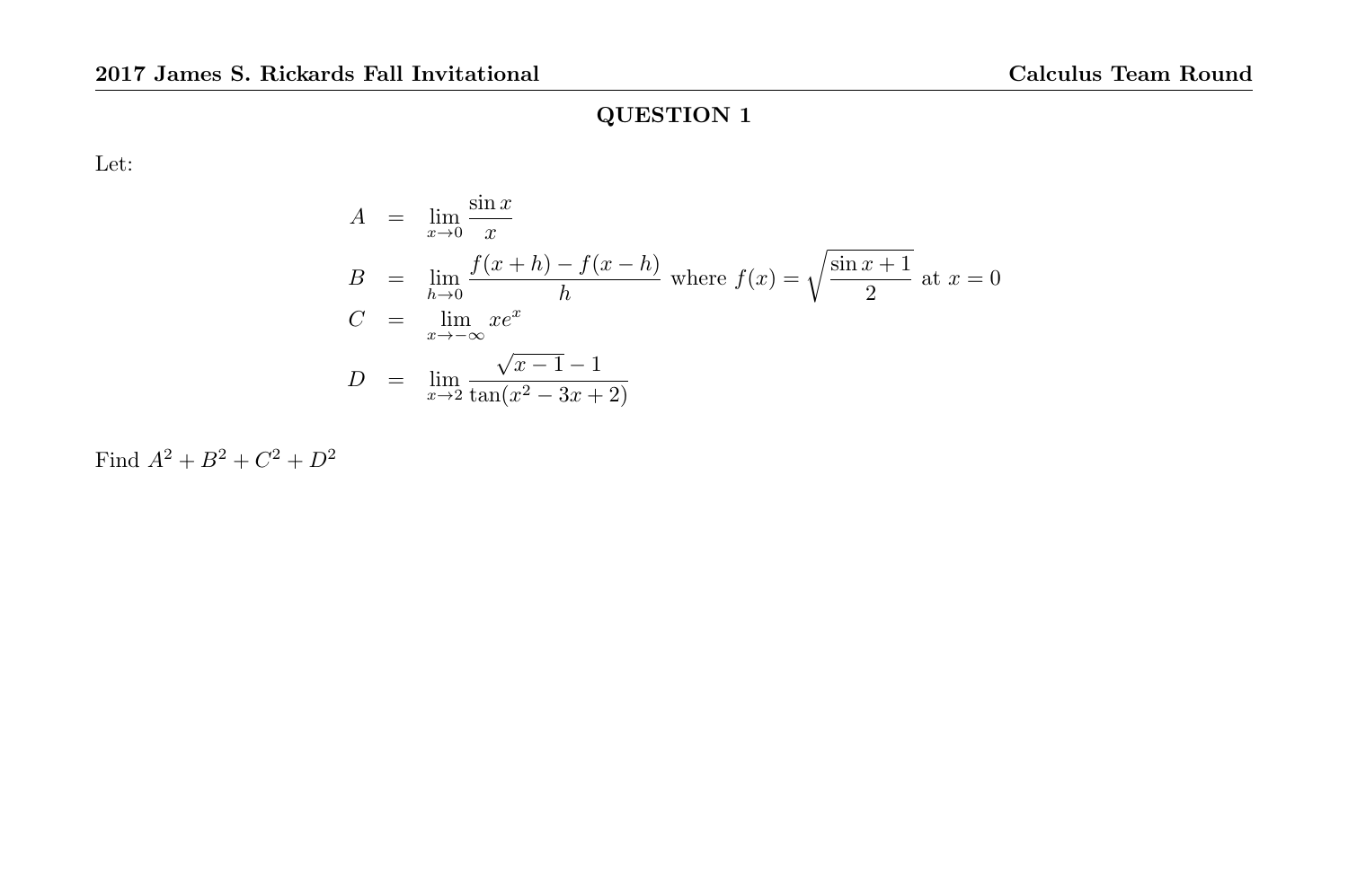## QUESTION 1

Let:

$$
\begin{aligned}
A &= \lim_{x\to 0} \frac{\sin x}{x} \\
B &= \lim_{h\to 0} \frac{f(x+h)-f(x-h)}{h} \text{ where } f(x) = \sqrt{\frac{\sin x + 1}{2}} \text{ at } x = 0 \\
C &= \lim_{x\to -\infty} xe^{x} \\
D &= \lim_{x\to 2} \frac{\sqrt{x-1}-1}{\tan(x^2-3x+2)}
\end{aligned}
$$

Find $A^2 + B^2 + C^2 + D^2$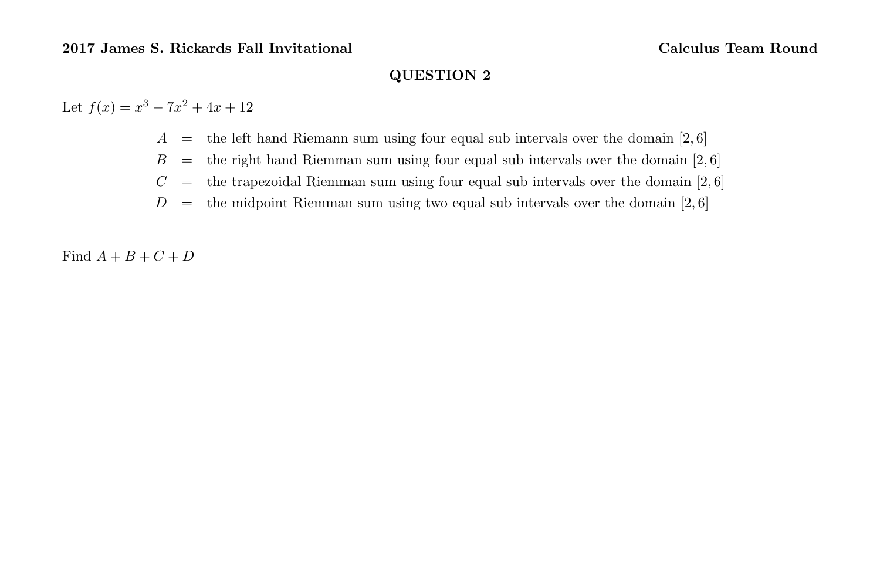## QUESTION 2

Let $f(x) = x^3 - 7x^2 + 4x + 12$

$$
\begin{aligned}
A &= \text{the left hand Riemann sum using four equal sub intervals over the domain } [2, 6] \\
B &= \text{the right hand Riemman sum using four equal sub intervals over the domain } [2, 6] \\
C &= \text{the trapezoidal Riemman sum using four equal sub intervals over the domain } [2, 6] \\
D &= \text{the midpoint Riemman sum using two equal sub intervals over the domain } [2, 6]
\end{aligned}
$$

Find $A + B + C + D$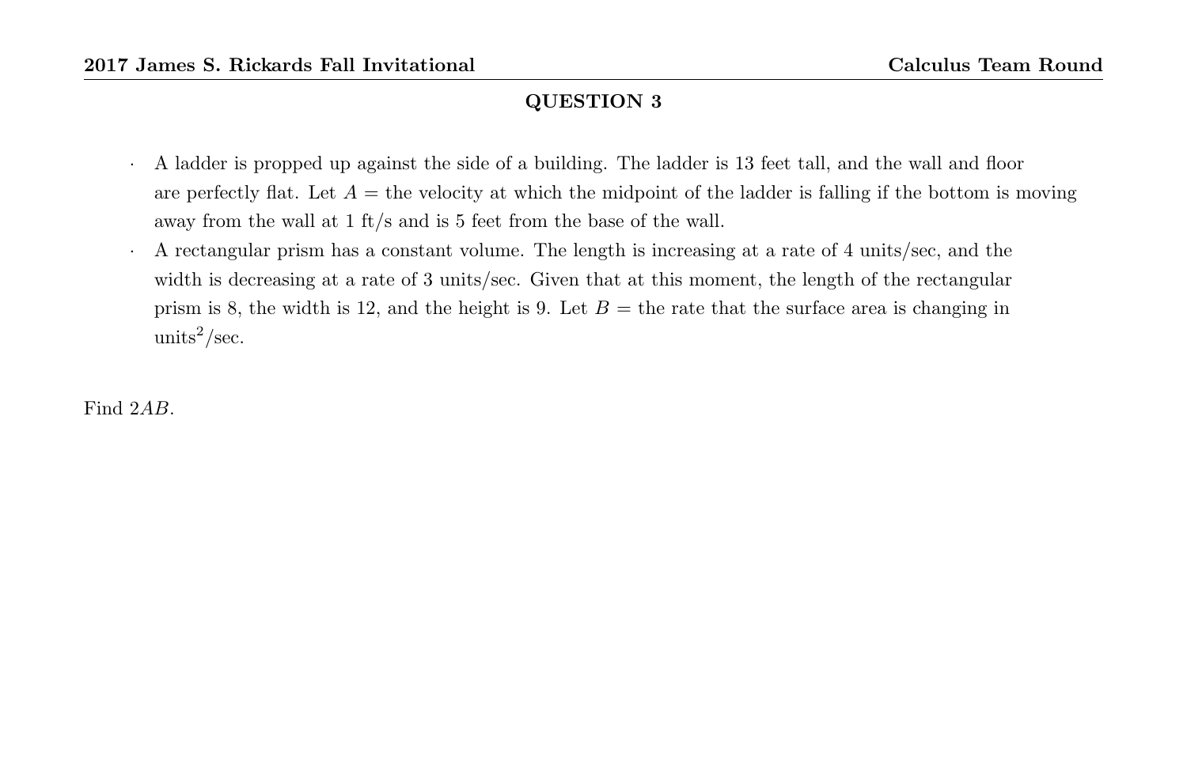## QUESTION 3

- A ladder is propped up against the side of a building. The ladder is 13 feet tall, and the wall and floor are perfectly flat. Let $A =$ the velocity at which the midpoint of the ladder is falling if the bottom is moving away from the wall at 1 ft/s and is 5 feet from the base of the wall.
- A rectangular prism has a constant volume. The length is increasing at a rate of 4 units/sec, and the width is decreasing at a rate of 3 units/sec. Given that at this moment, the length of the rectangular prism is 8, the width is 12, and the height is 9. Let $B =$ the rate that the surface area is changing in units$^2$/sec.

Find $2AB$.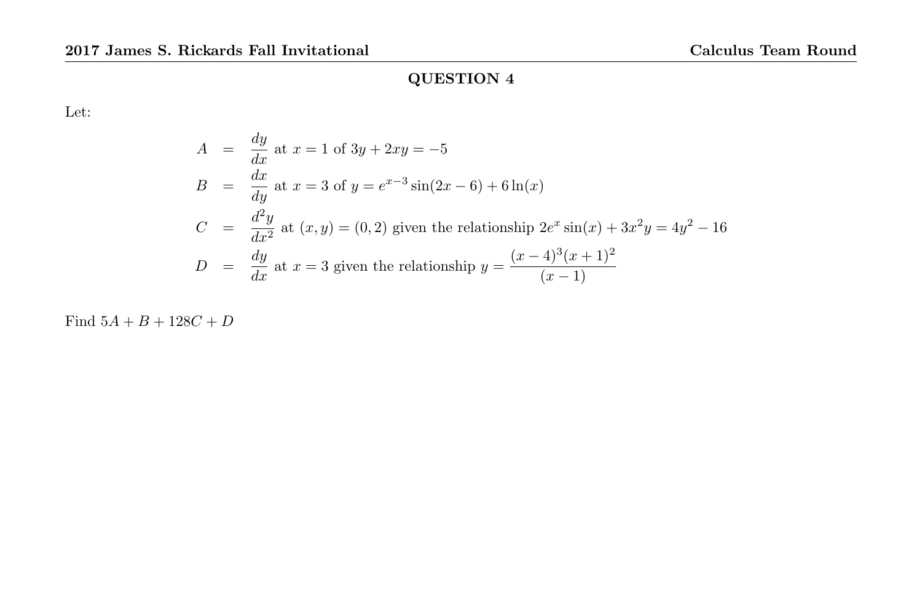## QUESTION 4

Let:

$$
\begin{aligned}
A &= \frac{dy}{dx} \text{ at } x = 1 \text{ of } 3y + 2xy = -5 \\
B &= \frac{dx}{dy} \text{ at } x = 3 \text{ of } y = e^{x-3}\sin(2x-6) + 6\ln(x) \\
C &= \frac{d^2y}{dx^2} \text{ at } (x, y) = (0, 2) \text{ given the relationship } 2e^x \sin(x) + 3x^2 y = 4y^2 - 16 \\
D &= \frac{dy}{dx} \text{ at } x = 3 \text{ given the relationship } y = \frac{(x-4)^3(x+1)^2}{(x-1)}
\end{aligned}
$$

Find $5A + B + 128C + D$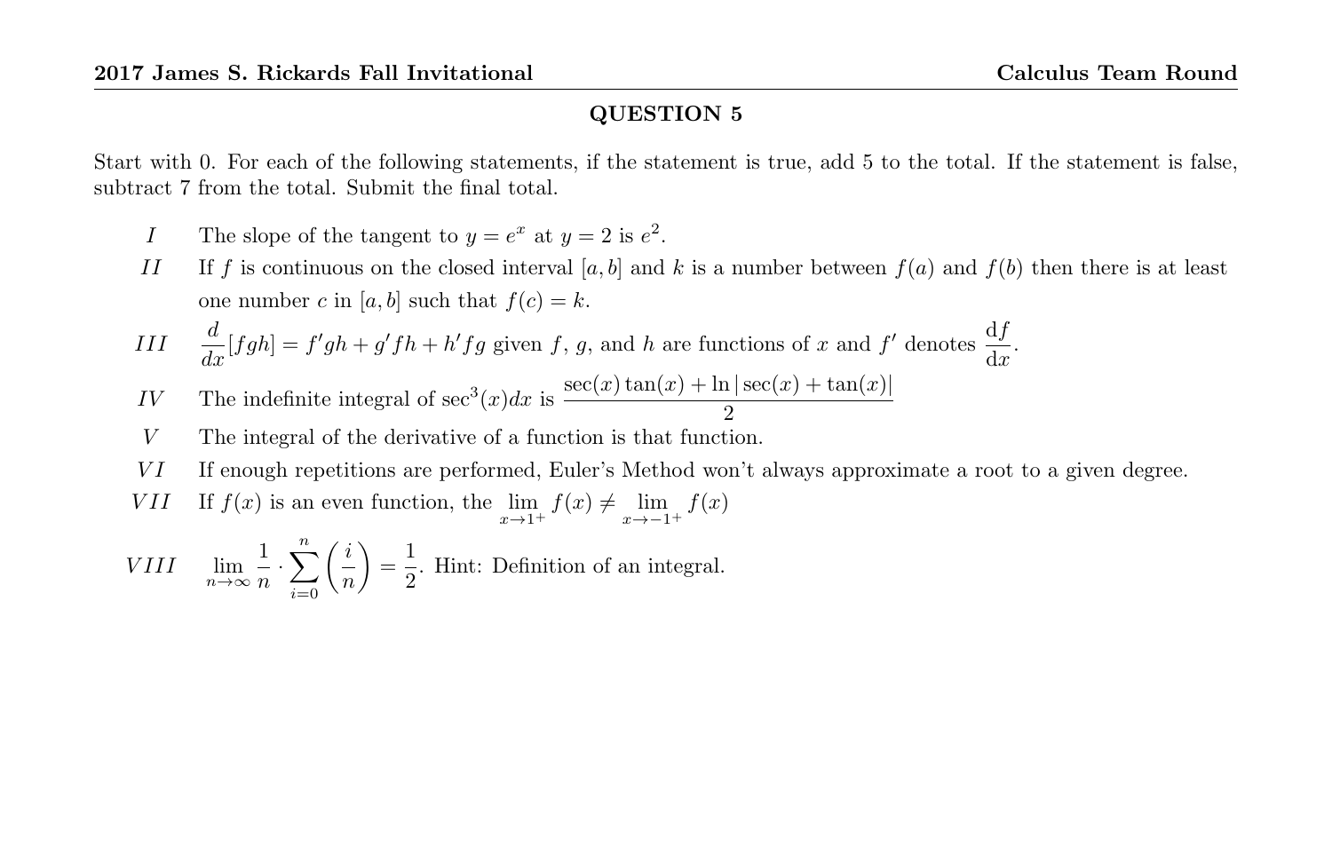## QUESTION 5

Start with 0. For each of the following statements, if the statement is true, add 5 to the total. If the statement is false, subtract 7 from the total. Submit the final total.

- *I* The slope of the tangent to $y = e^x$ at $y = 2$ is $e^2$.
- *II* If $f$ is continuous on the closed interval $[a, b]$ and $k$ is a number between $f(a)$ and $f(b)$ then there is at least one number $c$ in $[a, b]$ such that $f(c) = k$.
- *III* $\frac{d}{dx}[fgh] = f'gh + g'fh + h'fg$ given $f$, $g$, and $h$ are functions of $x$ and $f'$ denotes $\frac{\mathrm{d}f}{\mathrm{d}x}$.
- *IV* The indefinite integral of $\sec^3(x)dx$ is $\frac{\sec(x)\tan(x) + \ln|\sec(x) + \tan(x)|}{2}$
- *V* The integral of the derivative of a function is that function.
- *VI* If enough repetitions are performed, Euler's Method won't always approximate a root to a given degree.
- *VII* If $f(x)$ is an even function, the $\lim_{x \to 1^+} f(x) \neq \lim_{x \to -1^+} f(x)$
- *VIII* $\lim_{n \to \infty} \frac{1}{n} \cdot \sum_{i=0}^{n} \left(\frac{i}{n}\right) = \frac{1}{2}$. Hint: Definition of an integral.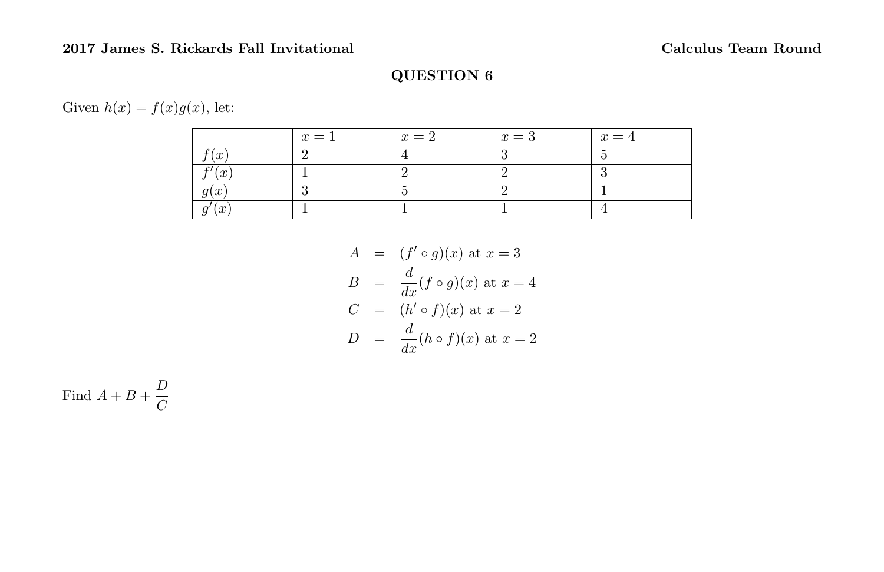## QUESTION 6

Given $h(x) = f(x)g(x)$, let:

| | $x = 1$ | $x = 2$ | $x = 3$ | $x = 4$ |
|---|---|---|---|---|
| $f(x)$ | 2 | 4 | 3 | 5 |
| $f'(x)$ | 1 | 2 | 2 | 3 |
| $g(x)$ | 3 | 5 | 2 | 1 |
| $g'(x)$ | 1 | 1 | 1 | 4 |

$$\begin{aligned}
A &= (f' \circ g)(x) \text{ at } x = 3 \\
B &= \frac{d}{dx}(f \circ g)(x) \text{ at } x = 4 \\
C &= (h' \circ f)(x) \text{ at } x = 2 \\
D &= \frac{d}{dx}(h \circ f)(x) \text{ at } x = 2
\end{aligned}$$

Find $A + B + \dfrac{D}{C}$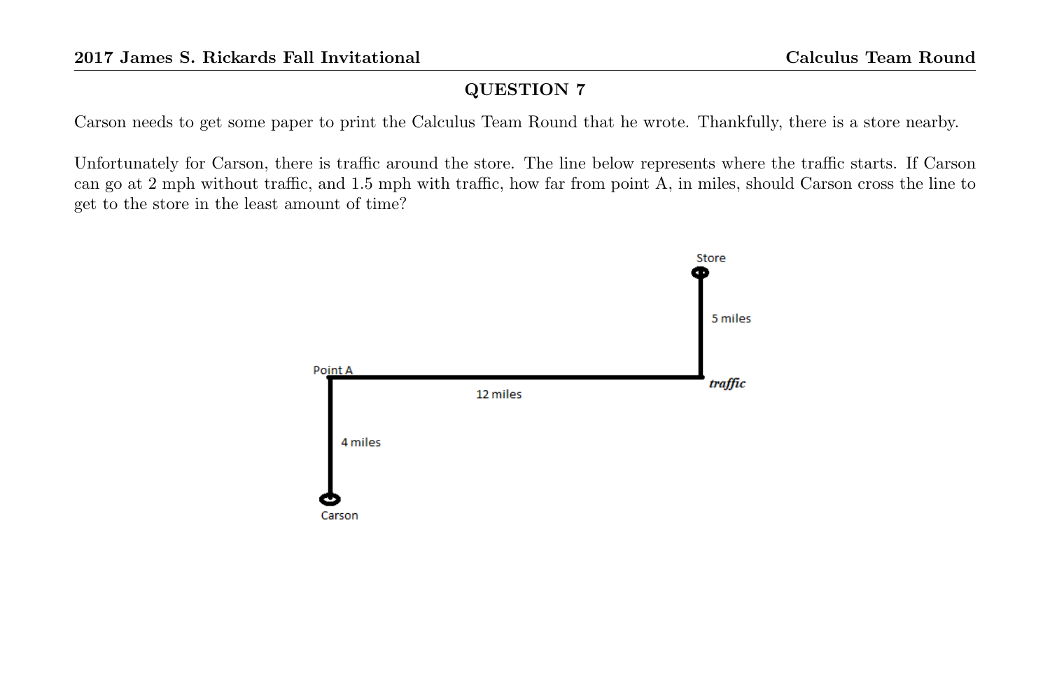## QUESTION 7

Carson needs to get some paper to print the Calculus Team Round that he wrote. Thankfully, there is a store nearby.

Unfortunately for Carson, there is traffic around the store. The line below represents where the traffic starts. If Carson can go at 2 mph without traffic, and 1.5 mph with traffic, how far from point A, in miles, should Carson cross the line to get to the store in the least amount of time?

Store

5 miles

Point A

12 miles

*traffic*

4 miles

Carson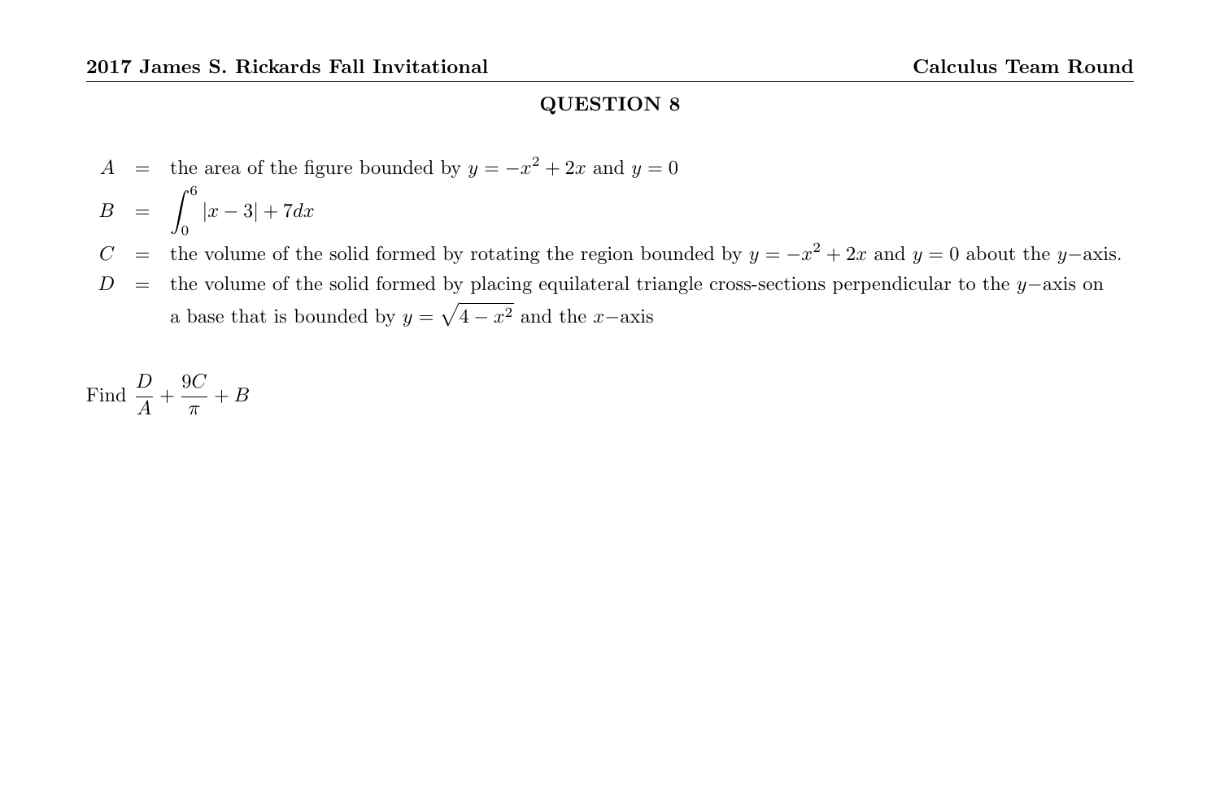## QUESTION 8

$A$ = the area of the figure bounded by $y = -x^2 + 2x$ and $y = 0$

$B$ = $\displaystyle\int_0^6 |x-3| + 7dx$

$C$ = the volume of the solid formed by rotating the region bounded by $y = -x^2 + 2x$ and $y = 0$ about the $y-$axis.

$D$ = the volume of the solid formed by placing equilateral triangle cross-sections perpendicular to the $y-$axis on a base that is bounded by $y = \sqrt{4 - x^2}$ and the $x-$axis

Find $\dfrac{D}{A} + \dfrac{9C}{\pi} + B$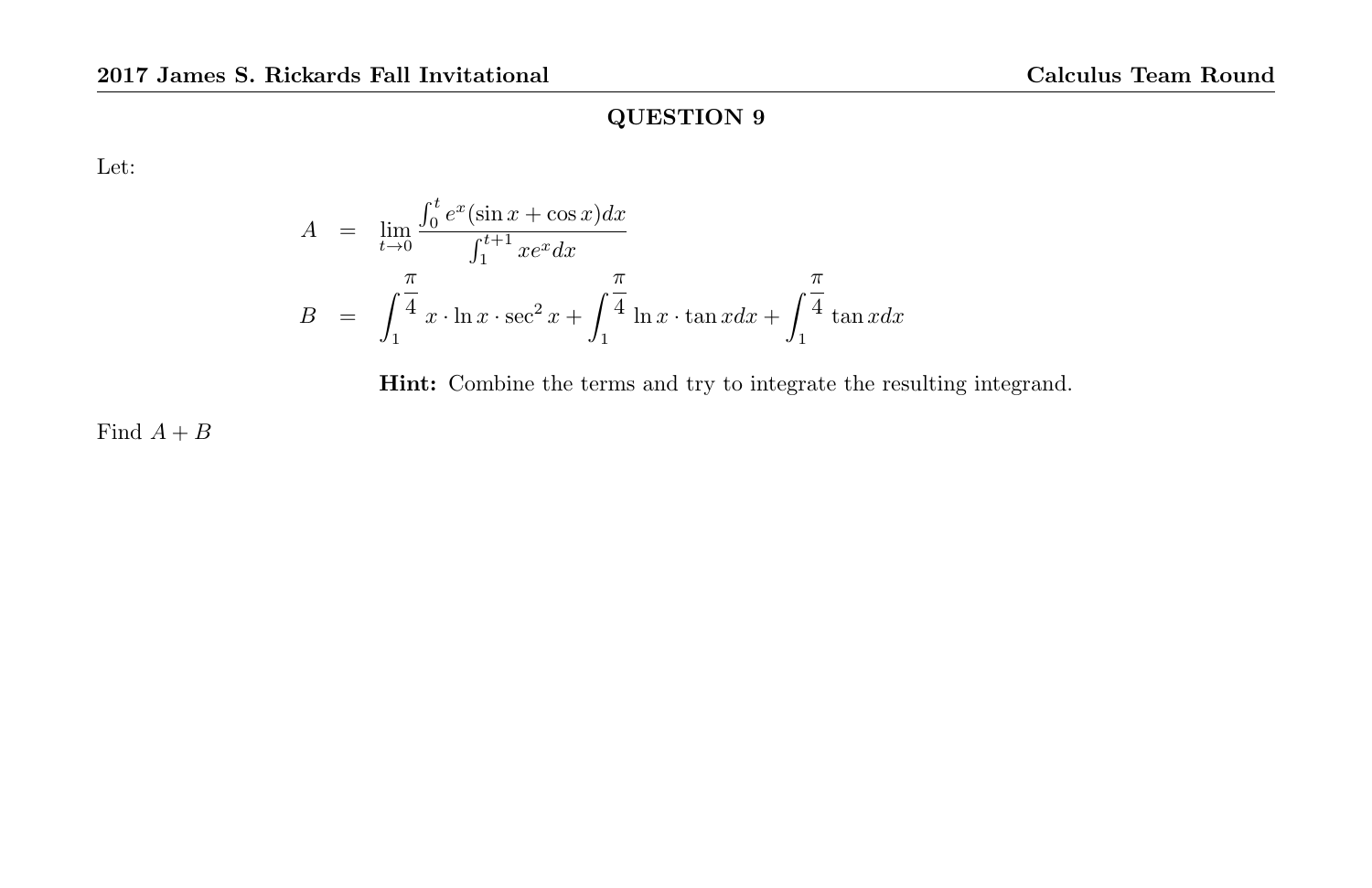## QUESTION 9

Let:

$$
\begin{aligned}
A &= \lim_{t \to 0} \frac{\int_0^t e^x(\sin x + \cos x)dx}{\int_1^{t+1} xe^x dx} \\
B &= \int_1^{\frac{\pi}{4}} x \cdot \ln x \cdot \sec^2 x + \int_1^{\frac{\pi}{4}} \ln x \cdot \tan x dx + \int_1^{\frac{\pi}{4}} \tan x dx
\end{aligned}
$$

**Hint:** Combine the terms and try to integrate the resulting integrand.

Find $A + B$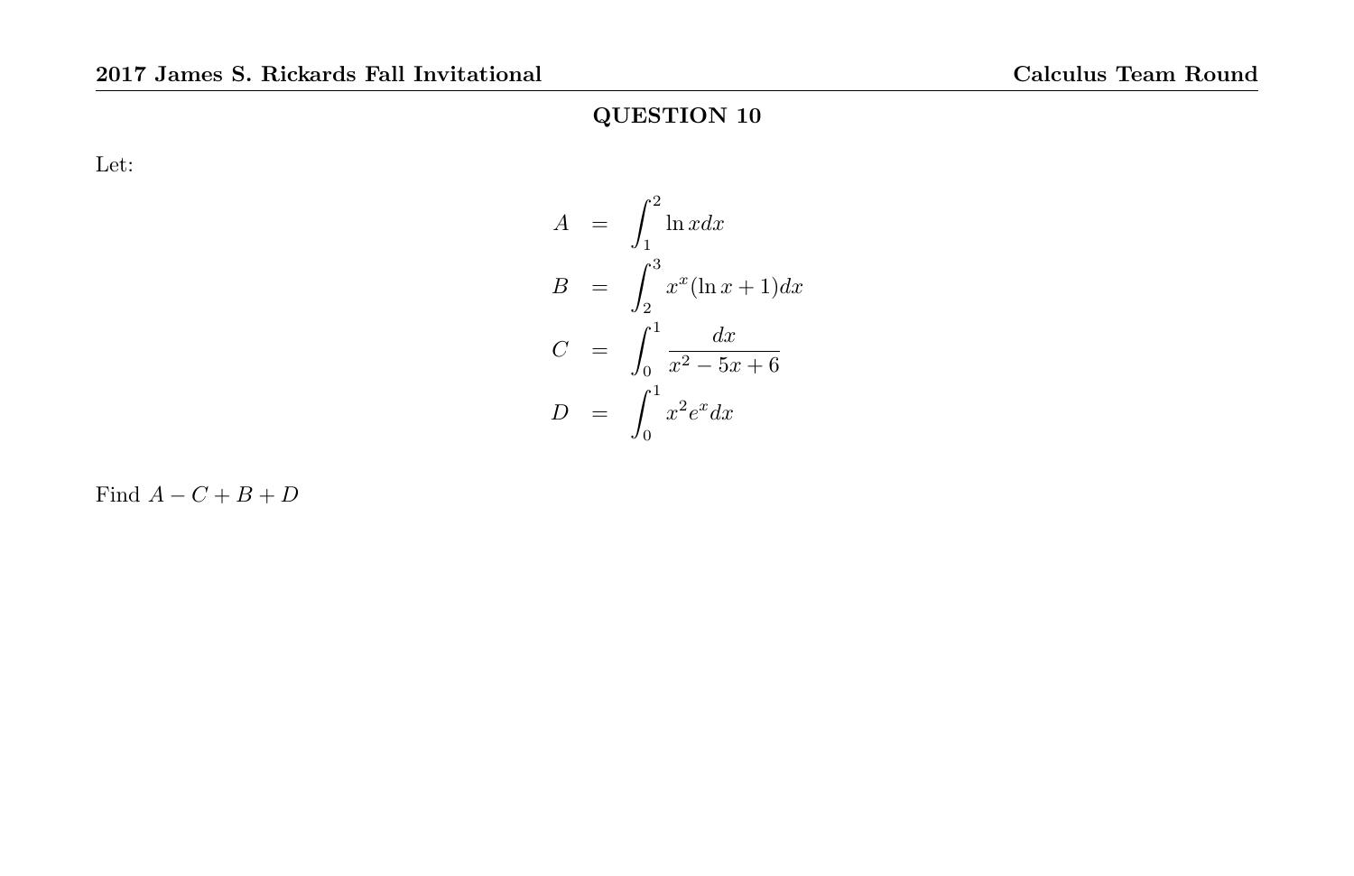## QUESTION 10

Let:

$$
\begin{aligned}
A &= \int_1^2 \ln x dx \\
B &= \int_2^3 x^x(\ln x + 1)dx \\
C &= \int_0^1 \frac{dx}{x^2 - 5x + 6} \\
D &= \int_0^1 x^2 e^x dx
\end{aligned}
$$

Find $A - C + B + D$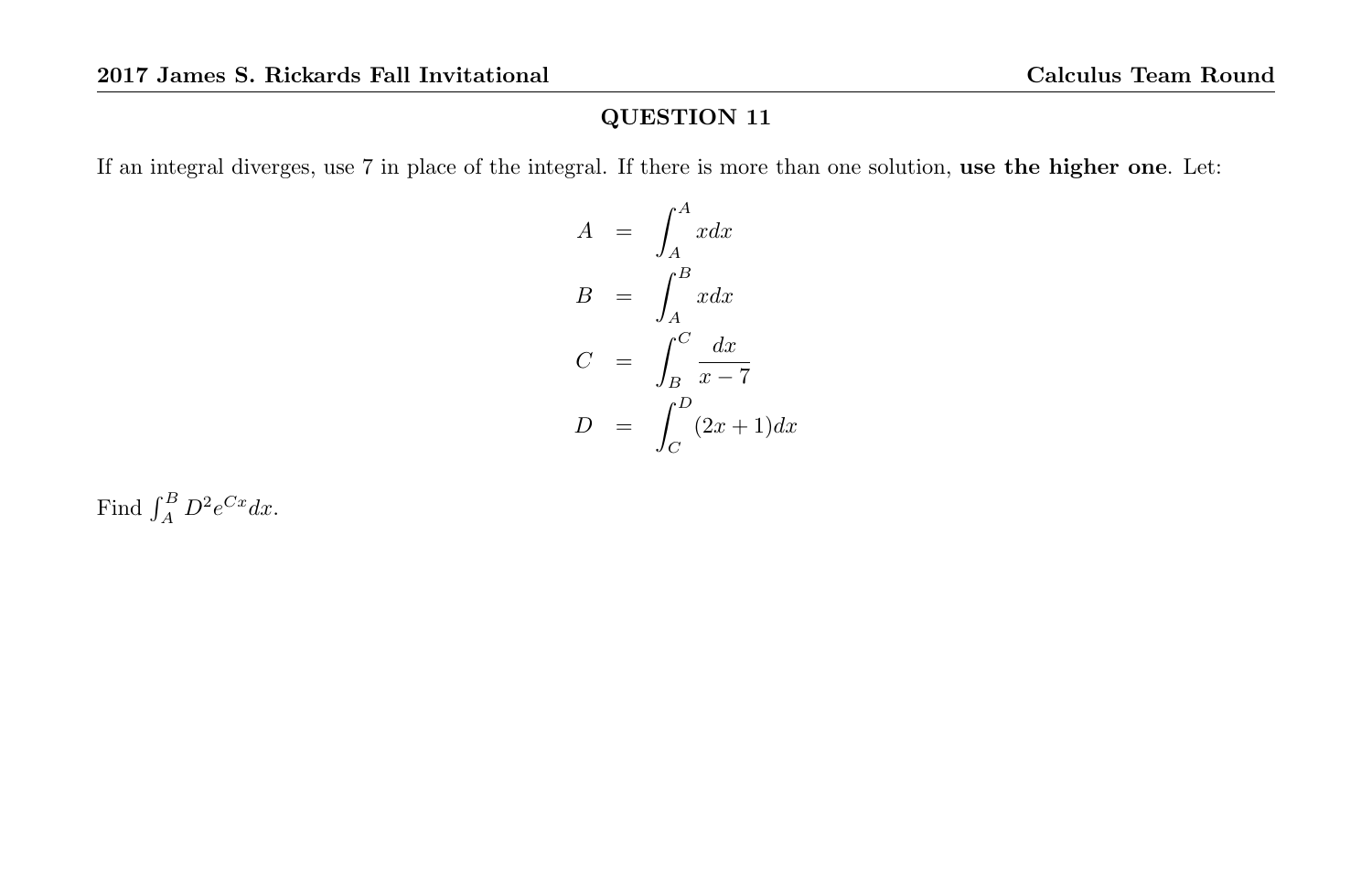## QUESTION 11

If an integral diverges, use 7 in place of the integral. If there is more than one solution, **use the higher one**. Let:

$$
\begin{aligned}
A &= \int_A^A x\,dx \\
B &= \int_A^B x\,dx \\
C &= \int_B^C \frac{dx}{x-7} \\
D &= \int_C^D (2x+1)\,dx
\end{aligned}
$$

Find $\int_A^B D^2 e^{Cx}\,dx$.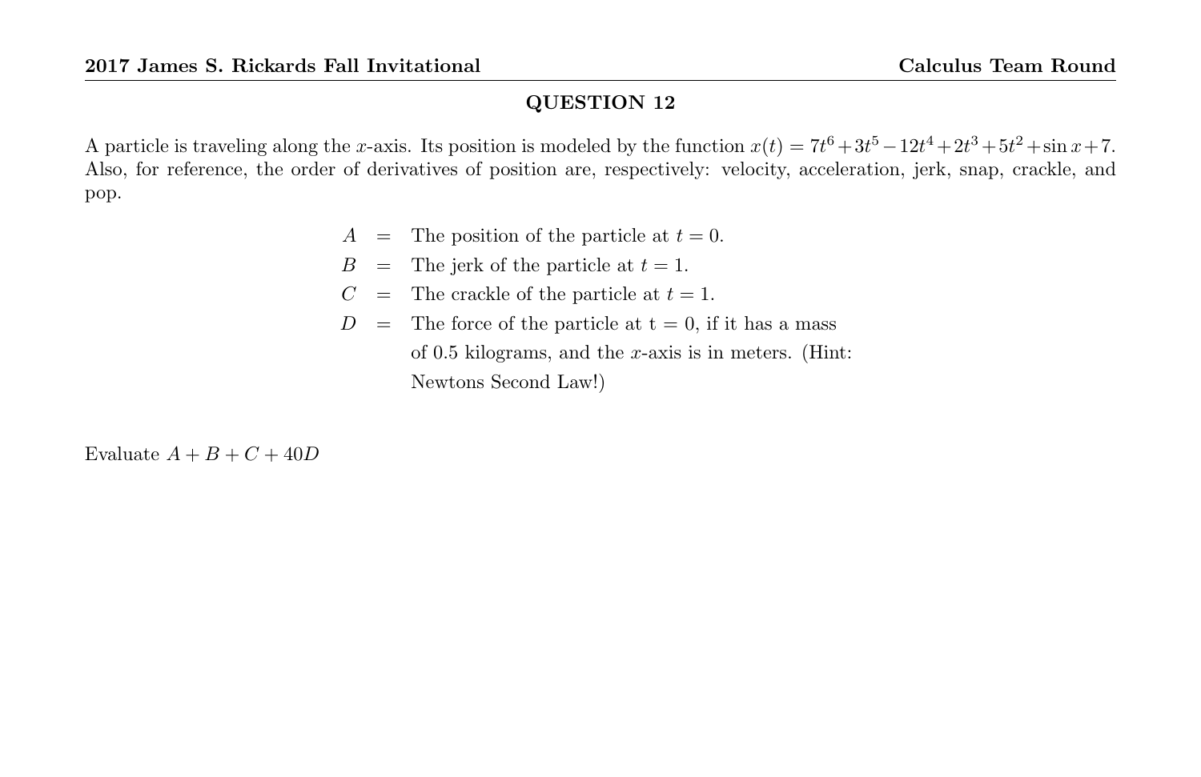## QUESTION 12

A particle is traveling along the $x$-axis. Its position is modeled by the function $x(t) = 7t^6 + 3t^5 - 12t^4 + 2t^3 + 5t^2 + \sin x + 7$. Also, for reference, the order of derivatives of position are, respectively: velocity, acceleration, jerk, snap, crackle, and pop.

$A$ = The position of the particle at $t = 0$.

$B$ = The jerk of the particle at $t = 1$.

$C$ = The crackle of the particle at $t = 1$.

$D$ = The force of the particle at t = 0, if it has a mass of 0.5 kilograms, and the $x$-axis is in meters. (Hint: Newtons Second Law!)

Evaluate $A + B + C + 40D$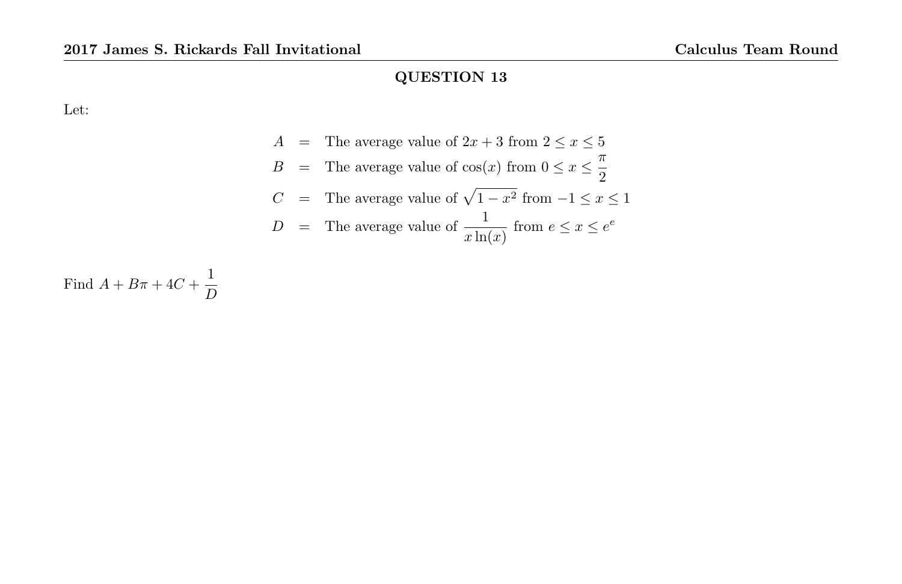## QUESTION 13

Let:

$$
\begin{aligned}
A &= \text{The average value of } 2x+3 \text{ from } 2 \le x \le 5 \\
B &= \text{The average value of } \cos(x) \text{ from } 0 \le x \le \frac{\pi}{2} \\
C &= \text{The average value of } \sqrt{1-x^2} \text{ from } -1 \le x \le 1 \\
D &= \text{The average value of } \frac{1}{x\ln(x)} \text{ from } e \le x \le e^e
\end{aligned}
$$

Find $A + B\pi + 4C + \dfrac{1}{D}$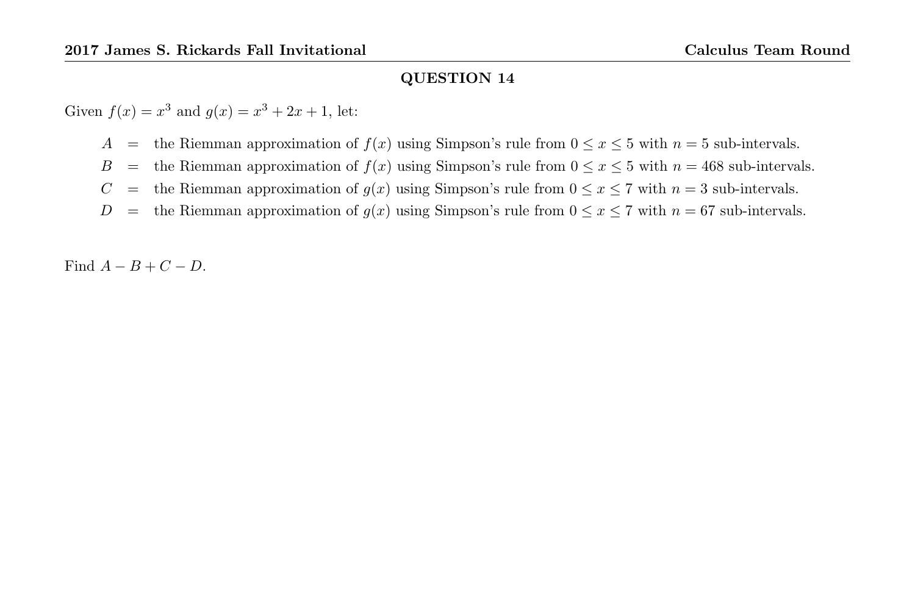## QUESTION 14

Given $f(x) = x^3$ and $g(x) = x^3 + 2x + 1$, let:

$A$ = the Riemman approximation of $f(x)$ using Simpson's rule from $0 \leq x \leq 5$ with $n = 5$ sub-intervals.

$B$ = the Riemman approximation of $f(x)$ using Simpson's rule from $0 \leq x \leq 5$ with $n = 468$ sub-intervals.

$C$ = the Riemman approximation of $g(x)$ using Simpson's rule from $0 \leq x \leq 7$ with $n = 3$ sub-intervals.

$D$ = the Riemman approximation of $g(x)$ using Simpson's rule from $0 \leq x \leq 7$ with $n = 67$ sub-intervals.

Find $A - B + C - D$.